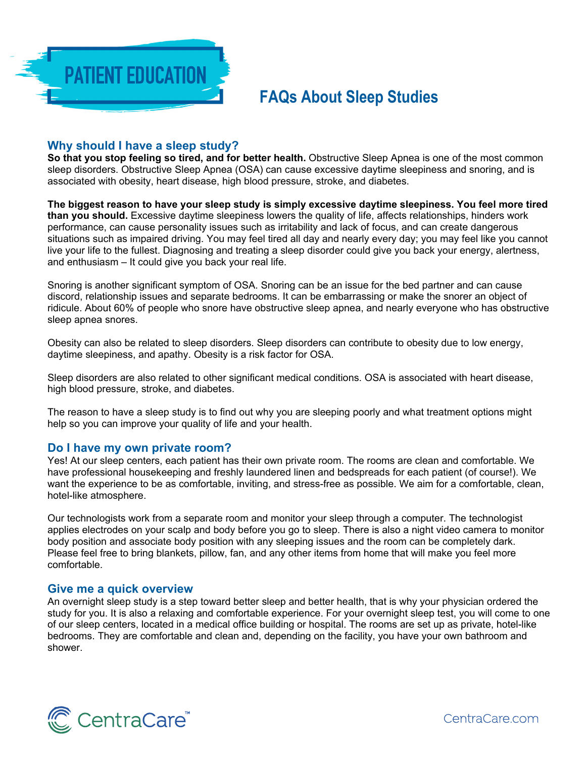PATIENT EDUCATION

# FAQs About Sleep Studies

## Why should I have a sleep study?

**So that you stop feeling so tired, and for better health.** Obstructive Sleep Apnea is one of the most common sleep disorders. Obstructive Sleep Apnea (OSA) can cause excessive daytime sleepiness and snoring, and is associated with obesity, heart disease, high blood pressure, stroke, and diabetes.

**The biggest reason to have your sleep study is simply excessive daytime sleepiness. You feel more tired than you should.** Excessive daytime sleepiness lowers the quality of life, affects relationships, hinders work performance, can cause personality issues such as irritability and lack of focus, and can create dangerous situations such as impaired driving. You may feel tired all day and nearly every day; you may feel like you cannot live your life to the fullest. Diagnosing and treating a sleep disorder could give you back your energy, alertness, and enthusiasm – It could give you back your real life.

Snoring is another significant symptom of OSA. Snoring can be an issue for the bed partner and can cause discord, relationship issues and separate bedrooms. It can be embarrassing or make the snorer an object of ridicule. About 60% of people who snore have obstructive sleep apnea, and nearly everyone who has obstructive sleep apnea snores.

Obesity can also be related to sleep disorders. Sleep disorders can contribute to obesity due to low energy, daytime sleepiness, and apathy. Obesity is a risk factor for OSA.

Sleep disorders are also related to other significant medical conditions. OSA is associated with heart disease, high blood pressure, stroke, and diabetes.

The reason to have a sleep study is to find out why you are sleeping poorly and what treatment options might help so you can improve your quality of life and your health.

## Do I have my own private room?

Yes! At our sleep centers, each patient has their own private room. The rooms are clean and comfortable. We have professional housekeeping and freshly laundered linen and bedspreads for each patient (of course!). We want the experience to be as comfortable, inviting, and stress-free as possible. We aim for a comfortable, clean, hotel-like atmosphere.

Our technologists work from a separate room and monitor your sleep through a computer. The technologist applies electrodes on your scalp and body before you go to sleep. There is also a night video camera to monitor body position and associate body position with any sleeping issues and the room can be completely dark. Please feel free to bring blankets, pillow, fan, and any other items from home that will make you feel more comfortable.

## Give me a quick overview

An overnight sleep study is a step toward better sleep and better health, that is why your physician ordered the study for you. It is also a relaxing and comfortable experience. For your overnight sleep test, you will come to one of our sleep centers, located in a medical office building or hospital. The rooms are set up as private, hotel-like bedrooms. They are comfortable and clean and, depending on the facility, you have your own bathroom and shower.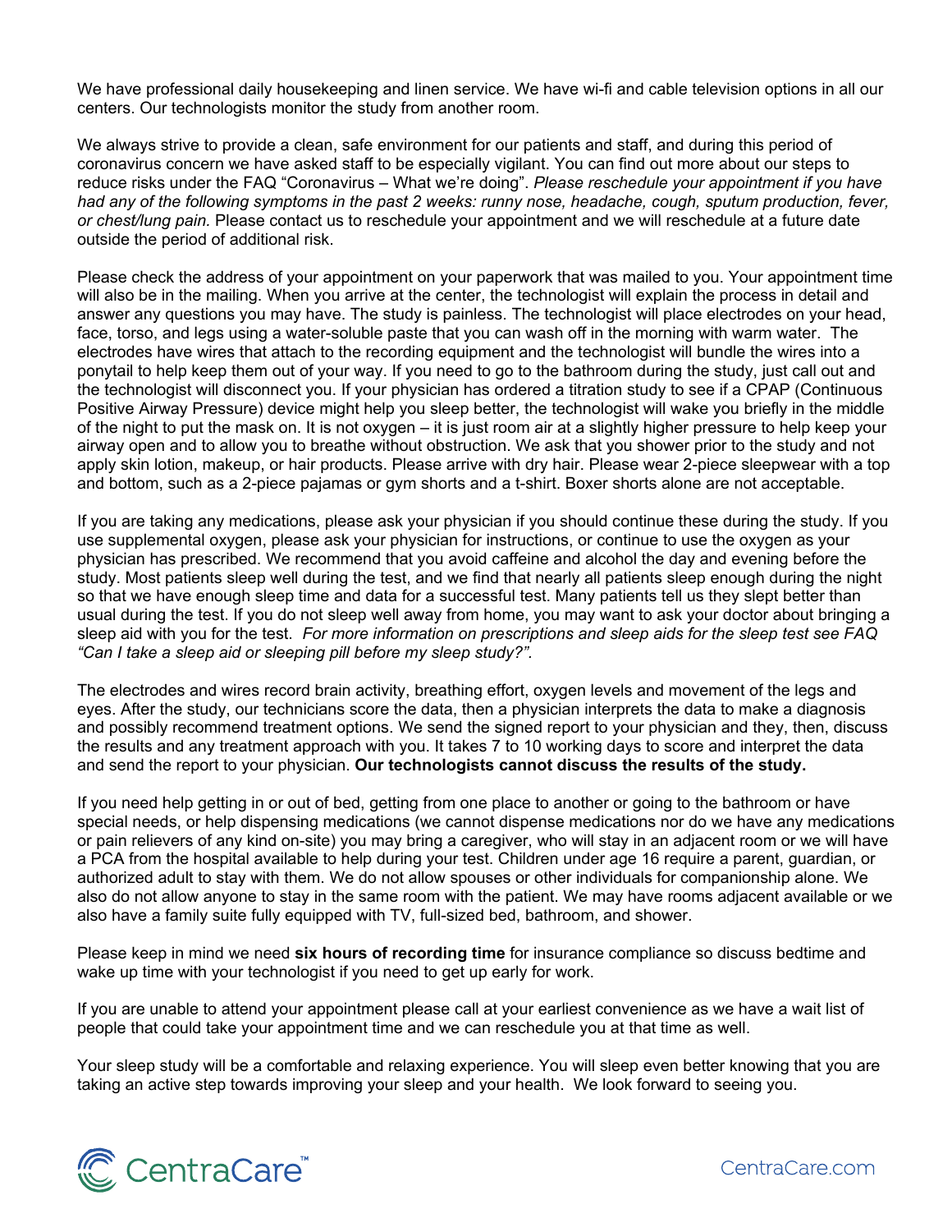We have professional daily housekeeping and linen service. We have wi-fi and cable television options in all our centers. Our technologists monitor the study from another room.

We always strive to provide a clean, safe environment for our patients and staff, and during this period of coronavirus concern we have asked staff to be especially vigilant. You can find out more about our steps to reduce risks under the FAQ "Coronavirus – What we're doing". *Please reschedule your appointment if you have had any of the following symptoms in the past 2 weeks: runny nose, headache, cough, sputum production, fever, or chest/lung pain.* Please contact us to reschedule your appointment and we will reschedule at a future date outside the period of additional risk.

Please check the address of your appointment on your paperwork that was mailed to you. Your appointment time will also be in the mailing. When you arrive at the center, the technologist will explain the process in detail and answer any questions you may have. The study is painless. The technologist will place electrodes on your head, face, torso, and legs using a water-soluble paste that you can wash off in the morning with warm water. The electrodes have wires that attach to the recording equipment and the technologist will bundle the wires into a ponytail to help keep them out of your way. If you need to go to the bathroom during the study, just call out and the technologist will disconnect you. If your physician has ordered a titration study to see if a CPAP (Continuous Positive Airway Pressure) device might help you sleep better, the technologist will wake you briefly in the middle of the night to put the mask on. It is not oxygen – it is just room air at a slightly higher pressure to help keep your airway open and to allow you to breathe without obstruction. We ask that you shower prior to the study and not apply skin lotion, makeup, or hair products. Please arrive with dry hair. Please wear 2-piece sleepwear with a top and bottom, such as a 2-piece pajamas or gym shorts and a t-shirt. Boxer shorts alone are not acceptable.

If you are taking any medications, please ask your physician if you should continue these during the study. If you use supplemental oxygen, please ask your physician for instructions, or continue to use the oxygen as your physician has prescribed. We recommend that you avoid caffeine and alcohol the day and evening before the study. Most patients sleep well during the test, and we find that nearly all patients sleep enough during the night so that we have enough sleep time and data for a successful test. Many patients tell us they slept better than usual during the test. If you do not sleep well away from home, you may want to ask your doctor about bringing a sleep aid with you for the test. *For more information on prescriptions and sleep aids for the sleep test see FAQ "Can I take a sleep aid or sleeping pill before my sleep study?".*

The electrodes and wires record brain activity, breathing effort, oxygen levels and movement of the legs and eyes. After the study, our technicians score the data, then a physician interprets the data to make a diagnosis and possibly recommend treatment options. We send the signed report to your physician and they, then, discuss the results and any treatment approach with you. It takes 7 to 10 working days to score and interpret the data and send the report to your physician. **Our technologists cannot discuss the results of the study.**

If you need help getting in or out of bed, getting from one place to another or going to the bathroom or have special needs, or help dispensing medications (we cannot dispense medications nor do we have any medications or pain relievers of any kind on-site) you may bring a caregiver, who will stay in an adjacent room or we will have a PCA from the hospital available to help during your test. Children under age 16 require a parent, guardian, or authorized adult to stay with them. We do not allow spouses or other individuals for companionship alone. We also do not allow anyone to stay in the same room with the patient. We may have rooms adjacent available or we also have a family suite fully equipped with TV, full-sized bed, bathroom, and shower.

Please keep in mind we need **six hours of recording time** for insurance compliance so discuss bedtime and wake up time with your technologist if you need to get up early for work.

If you are unable to attend your appointment please call at your earliest convenience as we have a wait list of people that could take your appointment time and we can reschedule you at that time as well.

Your sleep study will be a comfortable and relaxing experience. You will sleep even better knowing that you are taking an active step towards improving your sleep and your health. We look forward to seeing you.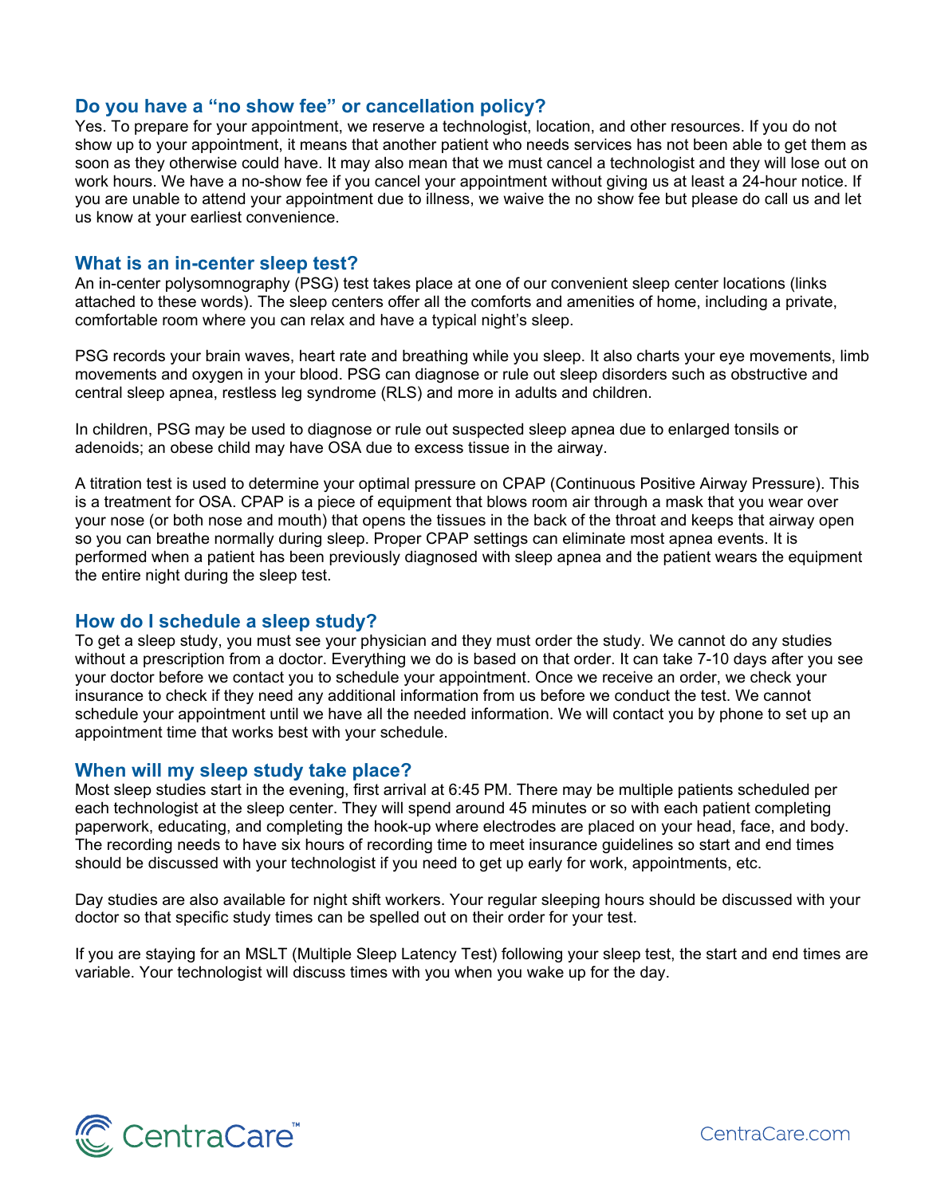## Do you have a “no show fee” or cancellation policy?

Yes. To prepare for your appointment, we reserve a technologist, location, and other resources. If you do not show up to your appointment, it means that another patient who needs services has not been able to get them as soon as they otherwise could have. It may also mean that we must cancel a technologist and they will lose out on work hours. We have a no-show fee if you cancel your appointment without giving us at least a 24-hour notice. If you are unable to attend your appointment due to illness, we waive the no show fee but please do call us and let us know at your earliest convenience.

## What is an in-center sleep test?

An in-center polysomnography (PSG) test takes place at one of our convenient sleep center locations (links attached to these words). The sleep centers offer all the comforts and amenities of home, including a private, comfortable room where you can relax and have a typical night’s sleep.

PSG records your brain waves, heart rate and breathing while you sleep. It also charts your eye movements, limb movements and oxygen in your blood. PSG can diagnose or rule out sleep disorders such as obstructive and central sleep apnea, restless leg syndrome (RLS) and more in adults and children.

In children, PSG may be used to diagnose or rule out suspected sleep apnea due to enlarged tonsils or adenoids; an obese child may have OSA due to excess tissue in the airway.

A titration test is used to determine your optimal pressure on CPAP (Continuous Positive Airway Pressure). This is a treatment for OSA. CPAP is a piece of equipment that blows room air through a mask that you wear over your nose (or both nose and mouth) that opens the tissues in the back of the throat and keeps that airway open so you can breathe normally during sleep. Proper CPAP settings can eliminate most apnea events. It is performed when a patient has been previously diagnosed with sleep apnea and the patient wears the equipment the entire night during the sleep test.

## How do I schedule a sleep study?

To get a sleep study, you must see your physician and they must order the study. We cannot do any studies without a prescription from a doctor. Everything we do is based on that order. It can take 7-10 days after you see your doctor before we contact you to schedule your appointment. Once we receive an order, we check your insurance to check if they need any additional information from us before we conduct the test. We cannot schedule your appointment until we have all the needed information. We will contact you by phone to set up an appointment time that works best with your schedule.

## When will my sleep study take place?

Most sleep studies start in the evening, first arrival at 6:45 PM. There may be multiple patients scheduled per each technologist at the sleep center. They will spend around 45 minutes or so with each patient completing paperwork, educating, and completing the hook-up where electrodes are placed on your head, face, and body. The recording needs to have six hours of recording time to meet insurance guidelines so start and end times should be discussed with your technologist if you need to get up early for work, appointments, etc.

Day studies are also available for night shift workers. Your regular sleeping hours should be discussed with your doctor so that specific study times can be spelled out on their order for your test.

If you are staying for an MSLT (Multiple Sleep Latency Test) following your sleep test, the start and end times are variable. Your technologist will discuss times with you when you wake up for the day.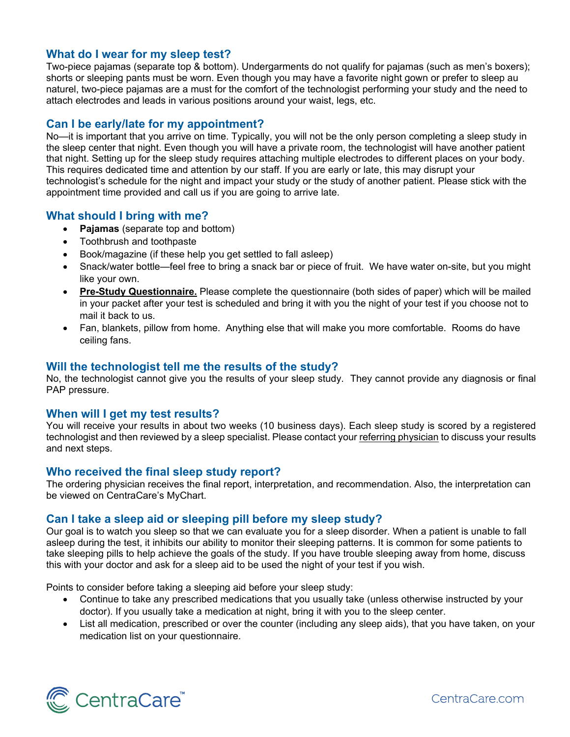### What do I wear for my sleep test?

Two-piece pajamas (separate top & bottom). Undergarments do not qualify for pajamas (such as men's boxers); shorts or sleeping pants must be worn. Even though you may have a favorite night gown or prefer to sleep au naturel, two-piece pajamas are a must for the comfort of the technologist performing your study and the need to attach electrodes and leads in various positions around your waist, legs, etc.

### Can I be early/late for my appointment?

No—it is important that you arrive on time. Typically, you will not be the only person completing a sleep study in the sleep center that night. Even though you will have a private room, the technologist will have another patient that night. Setting up for the sleep study requires attaching multiple electrodes to different places on your body. This requires dedicated time and attention by our staff. If you are early or late, this may disrupt your technologist's schedule for the night and impact your study or the study of another patient. Please stick with the appointment time provided and call us if you are going to arrive late.

### What should I bring with me?

- **Pajamas** (separate top and bottom)
- Toothbrush and toothpaste
- Book/magazine (if these help you get settled to fall asleep)
- Snack/water bottle—feel free to bring a snack bar or piece of fruit. We have water on-site, but you might like your own.
- **Pre-Study Questionnaire.** Please complete the questionnaire (both sides of paper) which will be mailed in your packet after your test is scheduled and bring it with you the night of your test if you choose not to mail it back to us.
- Fan, blankets, pillow from home. Anything else that will make you more comfortable. Rooms do have ceiling fans.

### Will the technologist tell me the results of the study?

No, the technologist cannot give you the results of your sleep study. They cannot provide any diagnosis or final PAP pressure.

### When will I get my test results?

You will receive your results in about two weeks (10 business days). Each sleep study is scored by a registered technologist and then reviewed by a sleep specialist. Please contact your referring physician to discuss your results and next steps.

### Who received the final sleep study report?

The ordering physician receives the final report, interpretation, and recommendation. Also, the interpretation can be viewed on CentraCare's MyChart.

### Can I take a sleep aid or sleeping pill before my sleep study?

Our goal is to watch you sleep so that we can evaluate you for a sleep disorder. When a patient is unable to fall asleep during the test, it inhibits our ability to monitor their sleeping patterns. It is common for some patients to take sleeping pills to help achieve the goals of the study. If you have trouble sleeping away from home, discuss this with your doctor and ask for a sleep aid to be used the night of your test if you wish.

Points to consider before taking a sleeping aid before your sleep study:

- Continue to take any prescribed medications that you usually take (unless otherwise instructed by your doctor). If you usually take a medication at night, bring it with you to the sleep center.
- List all medication, prescribed or over the counter (including any sleep aids), that you have taken, on your medication list on your questionnaire.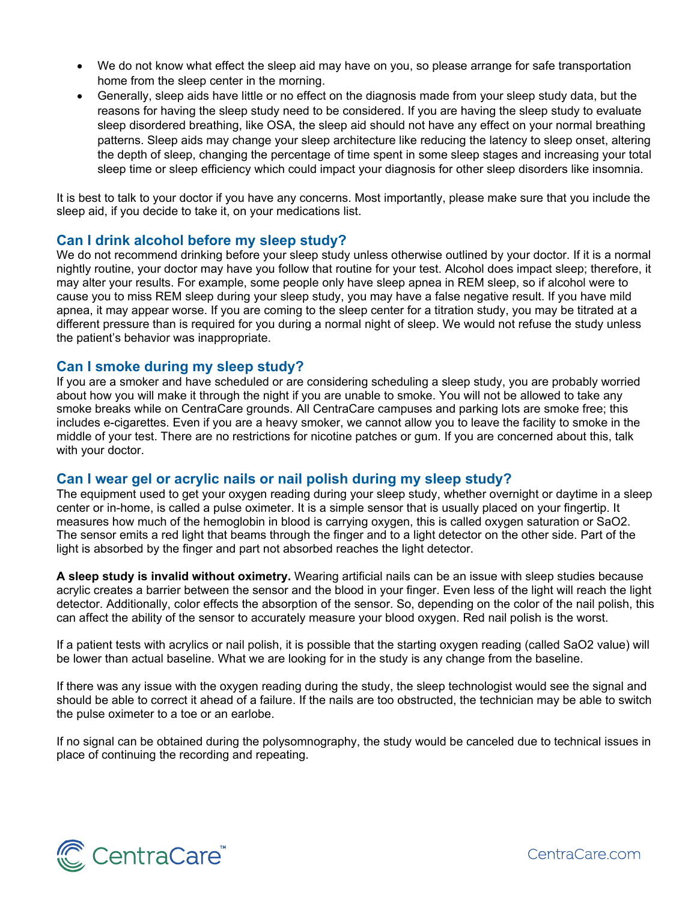- We do not know what effect the sleep aid may have on you, so please arrange for safe transportation home from the sleep center in the morning.
- Generally, sleep aids have little or no effect on the diagnosis made from your sleep study data, but the reasons for having the sleep study need to be considered. If you are having the sleep study to evaluate sleep disordered breathing, like OSA, the sleep aid should not have any effect on your normal breathing patterns. Sleep aids may change your sleep architecture like reducing the latency to sleep onset, altering the depth of sleep, changing the percentage of time spent in some sleep stages and increasing your total sleep time or sleep efficiency which could impact your diagnosis for other sleep disorders like insomnia.

It is best to talk to your doctor if you have any concerns. Most importantly, please make sure that you include the sleep aid, if you decide to take it, on your medications list.

## Can I drink alcohol before my sleep study?

We do not recommend drinking before your sleep study unless otherwise outlined by your doctor. If it is a normal nightly routine, your doctor may have you follow that routine for your test. Alcohol does impact sleep; therefore, it may alter your results. For example, some people only have sleep apnea in REM sleep, so if alcohol were to cause you to miss REM sleep during your sleep study, you may have a false negative result. If you have mild apnea, it may appear worse. If you are coming to the sleep center for a titration study, you may be titrated at a different pressure than is required for you during a normal night of sleep. We would not refuse the study unless the patient's behavior was inappropriate.

## Can I smoke during my sleep study?

If you are a smoker and have scheduled or are considering scheduling a sleep study, you are probably worried about how you will make it through the night if you are unable to smoke. You will not be allowed to take any smoke breaks while on CentraCare grounds. All CentraCare campuses and parking lots are smoke free; this includes e-cigarettes. Even if you are a heavy smoker, we cannot allow you to leave the facility to smoke in the middle of your test. There are no restrictions for nicotine patches or gum. If you are concerned about this, talk with your doctor.

## Can I wear gel or acrylic nails or nail polish during my sleep study?

The equipment used to get your oxygen reading during your sleep study, whether overnight or daytime in a sleep center or in-home, is called a pulse oximeter. It is a simple sensor that is usually placed on your fingertip. It measures how much of the hemoglobin in blood is carrying oxygen, this is called oxygen saturation or $SaO_2$. The sensor emits a red light that beams through the finger and to a light detector on the other side. Part of the light is absorbed by the finger and part not absorbed reaches the light detector.

**A sleep study is invalid without oximetry.** Wearing artificial nails can be an issue with sleep studies because acrylic creates a barrier between the sensor and the blood in your finger. Even less of the light will reach the light detector. Additionally, color effects the absorption of the sensor. So, depending on the color of the nail polish, this can affect the ability of the sensor to accurately measure your blood oxygen. Red nail polish is the worst.

If a patient tests with acrylics or nail polish, it is possible that the starting oxygen reading (called $SaO_2$ value) will be lower than actual baseline. What we are looking for in the study is any change from the baseline.

If there was any issue with the oxygen reading during the study, the sleep technologist would see the signal and should be able to correct it ahead of a failure. If the nails are too obstructed, the technician may be able to switch the pulse oximeter to a toe or an earlobe.

If no signal can be obtained during the polysomnography, the study would be canceled due to technical issues in place of continuing the recording and repeating.